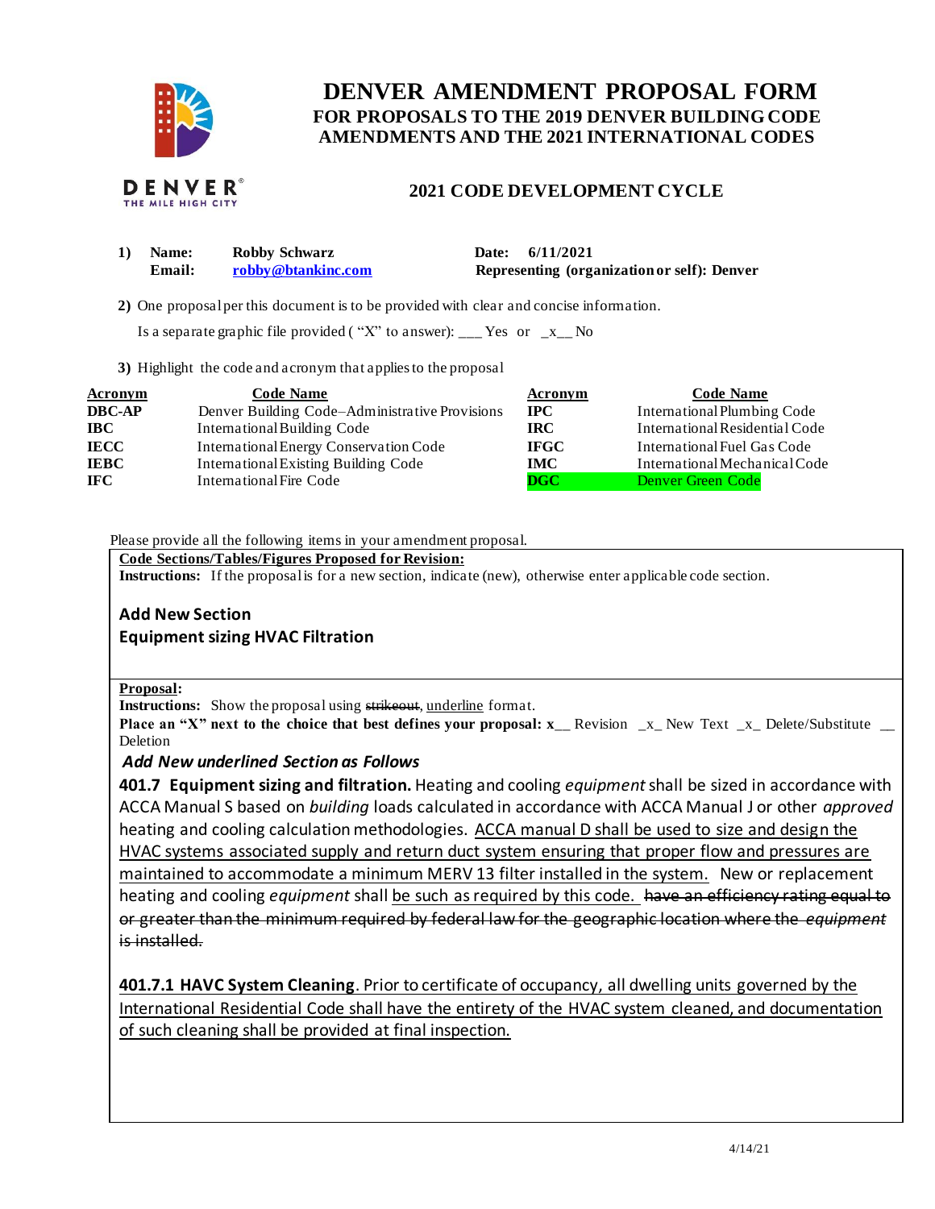# DENVER AMENDMENT PROPOSAL FORM

## FOR PROPOSALS TO THE 2019 DENVER BUILDING CODE AMENDMENTS AND THE 2021 INTERNATIONAL CODES

## 2021 CODE DEVELOPMENT CYCLE

**1) Name:** Robby Schwarz **Date:** 6/11/2021
**Email:** robby@btankinc.com **Representing (organization or self):** Denver

**2)** One proposal per this document is to be provided with clear and concise information.

Is a separate graphic file provided ( "X" to answer): ___ Yes or _x__ No

**3)** Highlight the code and acronym that applies to the proposal

| Acronym | Code Name | Acronym | Code Name |
|---|---|---|---|
| **DBC-AP** | Denver Building Code–Administrative Provisions | **IPC** | International Plumbing Code |
| **IBC** | International Building Code | **IRC** | International Residential Code |
| **IECC** | International Energy Conservation Code | **IFGC** | International Fuel Gas Code |
| **IEBC** | International Existing Building Code | **IMC** | International Mechanical Code |
| **IFC** | International Fire Code | **DGC** | Denver Green Code |

Please provide all the following items in your amendment proposal.

**Code Sections/Tables/Figures Proposed for Revision:**

**Instructions:** If the proposal is for a new section, indicate (new), otherwise enter applicable code section.

**Add New Section**

**Equipment sizing HVAC Filtration**

**Proposal:**

**Instructions:** Show the proposal using ~~strikeout~~, <u>underline</u> format.

**Place an "X" next to the choice that best defines your proposal: x__** Revision _x_ New Text _x_ Delete/Substitute __ Deletion

***Add New underlined Section as Follows***

**401.7 Equipment sizing and filtration.** Heating and cooling *equipment* shall be sized in accordance with ACCA Manual S based on *building* loads calculated in accordance with ACCA Manual J or other *approved* heating and cooling calculation methodologies. <u>ACCA manual D shall be used to size and design the HVAC systems associated supply and return duct system ensuring that proper flow and pressures are maintained to accommodate a minimum MERV 13 filter installed in the system.</u> New or replacement heating and cooling *equipment* shall <u>be such as required by this code.</u> ~~have an efficiency rating equal to or greater than the minimum required by federal law for the geographic location where the *equipment* is installed.~~

**<u>401.7.1 HAVC System Cleaning</u>**<u>. Prior to certificate of occupancy, all dwelling units governed by the International Residential Code shall have the entirety of the HVAC system cleaned, and documentation of such cleaning shall be provided at final inspection.</u>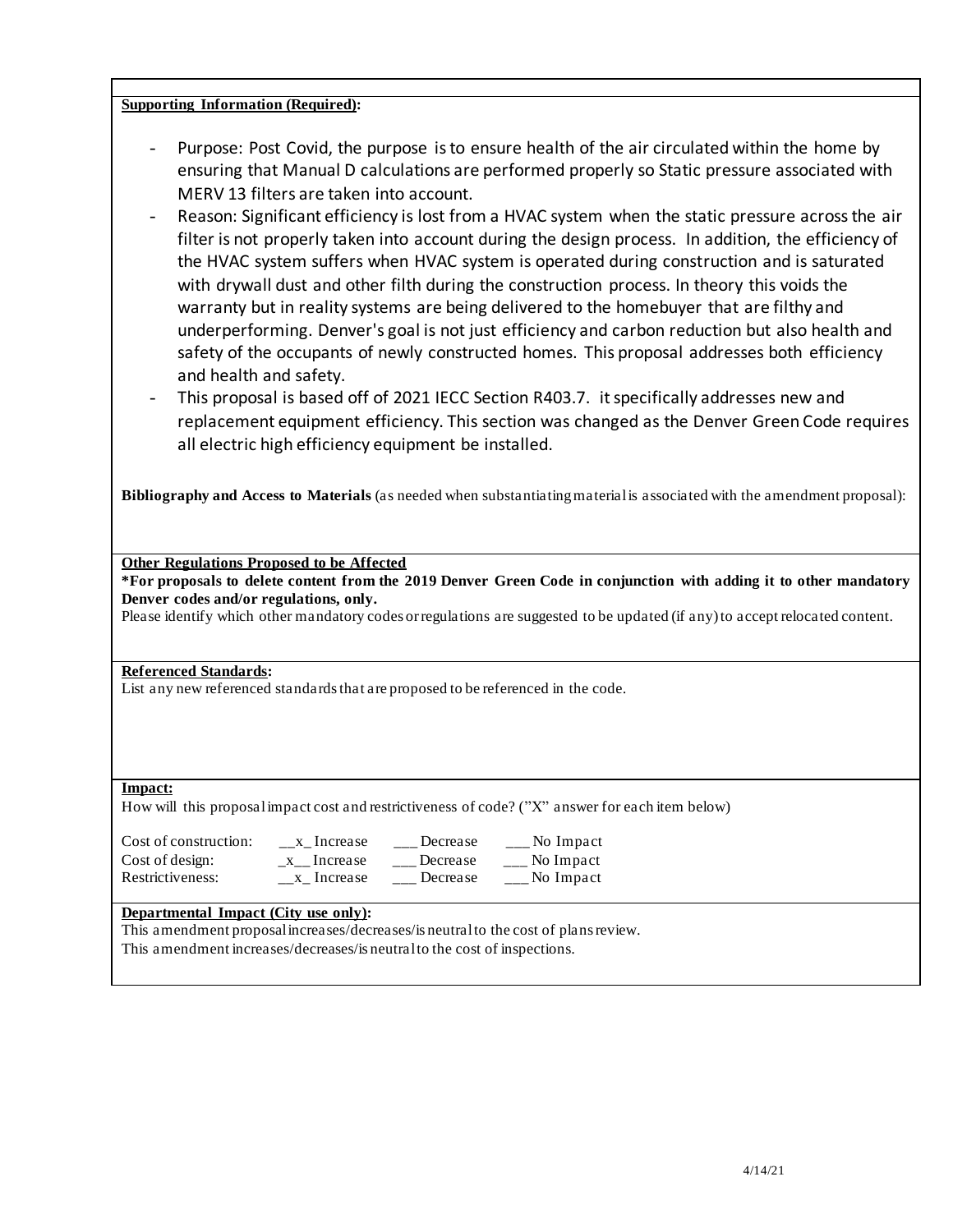**Supporting Information (Required):**

- Purpose: Post Covid, the purpose is to ensure health of the air circulated within the home by ensuring that Manual D calculations are performed properly so Static pressure associated with MERV 13 filters are taken into account.
- Reason: Significant efficiency is lost from a HVAC system when the static pressure across the air filter is not properly taken into account during the design process. In addition, the efficiency of the HVAC system suffers when HVAC system is operated during construction and is saturated with drywall dust and other filth during the construction process. In theory this voids the warranty but in reality systems are being delivered to the homebuyer that are filthy and underperforming. Denver's goal is not just efficiency and carbon reduction but also health and safety of the occupants of newly constructed homes. This proposal addresses both efficiency and health and safety.
- This proposal is based off of 2021 IECC Section R403.7. it specifically addresses new and replacement equipment efficiency. This section was changed as the Denver Green Code requires all electric high efficiency equipment be installed.

**Bibliography and Access to Materials** (as needed when substantiating material is associated with the amendment proposal):

**Other Regulations Proposed to be Affected**

**\*For proposals to delete content from the 2019 Denver Green Code in conjunction with adding it to other mandatory Denver codes and/or regulations, only.**

Please identify which other mandatory codes or regulations are suggested to be updated (if any) to accept relocated content.

**Referenced Standards:**

List any new referenced standards that are proposed to be referenced in the code.

**Impact:**

How will this proposal impact cost and restrictiveness of code? ("X" answer for each item below)

| | | | |
|---|---|---|---|
| Cost of construction: | __x_ Increase | ___ Decrease | ___ No Impact |
| Cost of design: | _x__ Increase | ___ Decrease | ___ No Impact |
| Restrictiveness: | __x_ Increase | ___ Decrease | ___ No Impact |

**Departmental Impact (City use only):**

This amendment proposal increases/decreases/is neutral to the cost of plans review.

This amendment increases/decreases/is neutral to the cost of inspections.

4/14/21